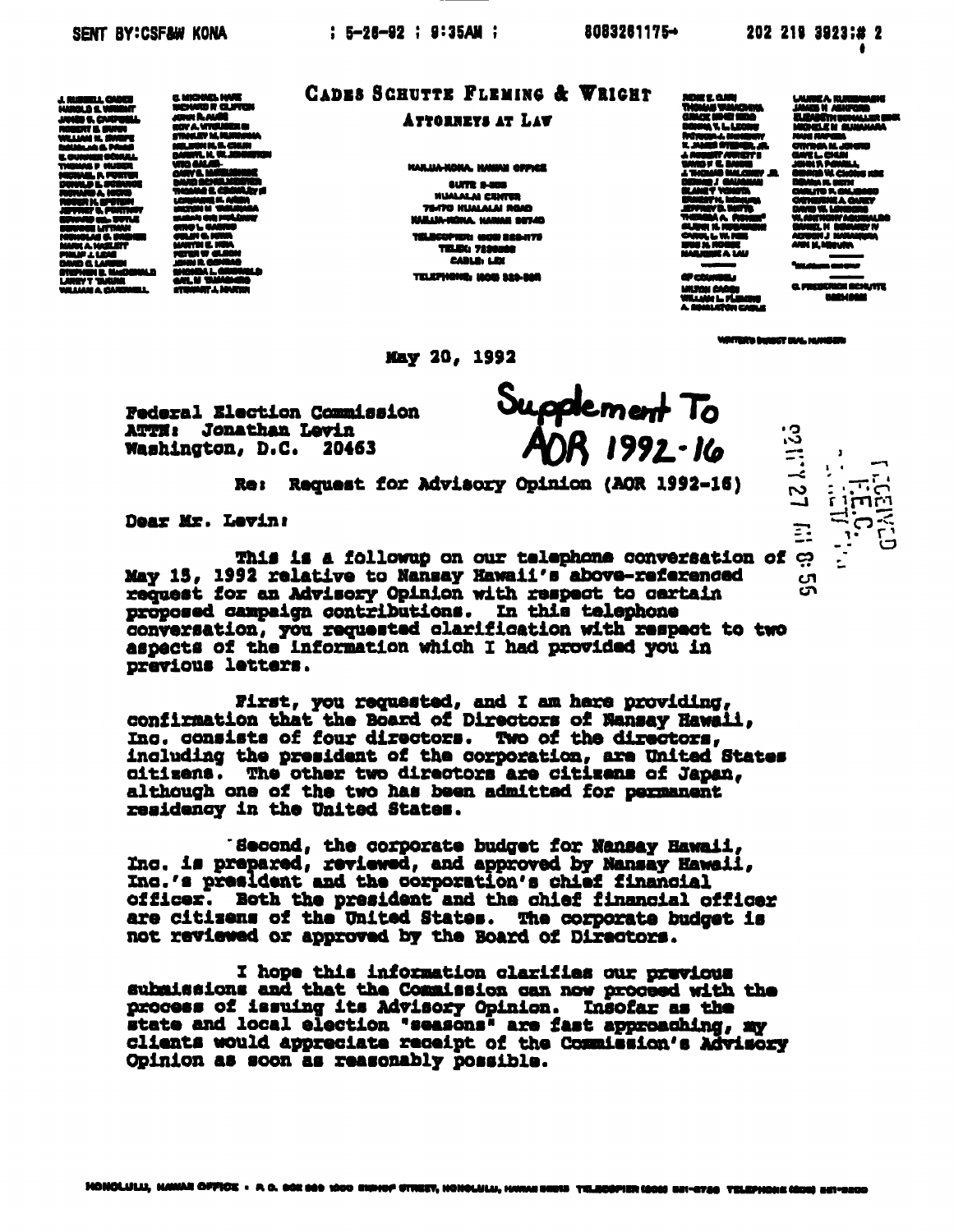SENT BY:CSF&W KONA ; 5-28-92 ; 9:35AM ; 8083281175→ 202 219 3923;# 2

# CADES SCHUTTE FLEMING & WRIGHT

ATTORNEYS AT LAW

KAILUA-KONA, HAWAII OFFICE

SUITE 2-500
HUALALAI CENTER
75-170 HUALALAI ROAD
KAILUA-KONA, HAWAII 96740

TELECOPIER: (808) 326-1175
TELEX: 7238058
CABLE: LEX
TELEPHONE: (808) 329-5811

May 20, 1992

Federal Election Commission
ATTN: Jonathan Levin
Washington, D.C. 20463

Supplement To
AOR 1992-16

Re: Request for Advisory Opinion (AOR 1992-16)

Dear Mr. Levin:

This is a followup on our telephone conversation of May 15, 1992 relative to Nansay Hawaii's above-referenced request for an Advisory Opinion with respect to certain proposed campaign contributions. In this telephone conversation, you requested clarification with respect to two aspects of the information which I had provided you in previous letters.

First, you requested, and I am here providing, confirmation that the Board of Directors of Nansay Hawaii, Inc. consists of four directors. Two of the directors, including the president of the corporation, are United States citizens. The other two directors are citizens of Japan, although one of the two has been admitted for permanent residency in the United States.

Second, the corporate budget for Nansay Hawaii, Inc. is prepared, reviewed, and approved by Nansay Hawaii, Inc.'s president and the corporation's chief financial officer. Both the president and the chief financial officer are citizens of the United States. The corporate budget is not reviewed or approved by the Board of Directors.

I hope this information clarifies our previous submissions and that the Commission can now proceed with the process of issuing its Advisory Opinion. Insofar as the state and local election "seasons" are fast approaching, my clients would appreciate receipt of the Commission's Advisory Opinion as soon as reasonably possible.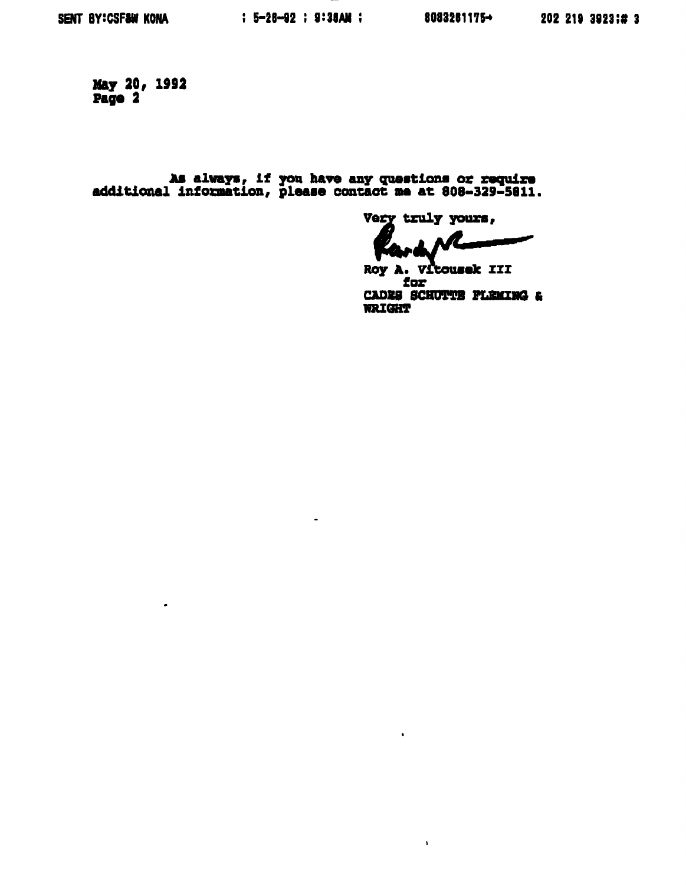May 20, 1992
Page 2

As always, if you have any questions or require additional information, please contact me at 808-329-5811.

Very truly yours,

Roy A. Vitousek III
for
CADES SCHUTTE FLEMING &
WRIGHT